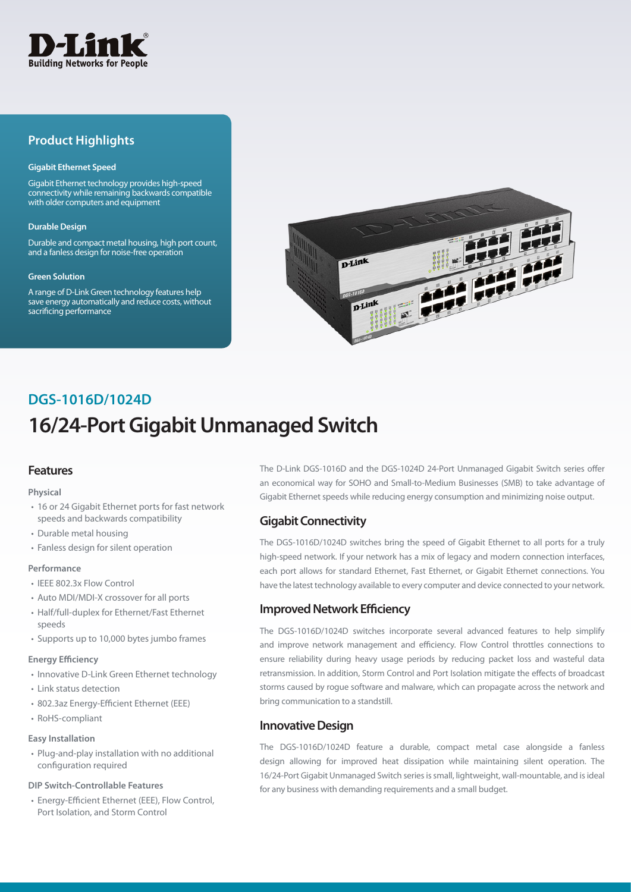D-Link
Building Networks for People

## Product Highlights

**Gigabit Ethernet Speed**

Gigabit Ethernet technology provides high-speed connectivity while remaining backwards compatible with older computers and equipment

**Durable Design**

Durable and compact metal housing, high port count, and a fanless design for noise-free operation

**Green Solution**

A range of D-Link Green technology features help save energy automatically and reduce costs, without sacrificing performance

## DGS-1016D/1024D

# 16/24-Port Gigabit Unmanaged Switch

## Features

**Physical**

- 16 or 24 Gigabit Ethernet ports for fast network speeds and backwards compatibility
- Durable metal housing
- Fanless design for silent operation

**Performance**

- IEEE 802.3x Flow Control
- Auto MDI/MDI-X crossover for all ports
- Half/full-duplex for Ethernet/Fast Ethernet speeds
- Supports up to 10,000 bytes jumbo frames

**Energy Efficiency**

- Innovative D-Link Green Ethernet technology
- Link status detection
- 802.3az Energy-Efficient Ethernet (EEE)
- RoHS-compliant

**Easy Installation**

- Plug-and-play installation with no additional configuration required

**DIP Switch-Controllable Features**

- Energy-Efficient Ethernet (EEE), Flow Control, Port Isolation, and Storm Control

The D-Link DGS-1016D and the DGS-1024D 24-Port Unmanaged Gigabit Switch series offer an economical way for SOHO and Small-to-Medium Businesses (SMB) to take advantage of Gigabit Ethernet speeds while reducing energy consumption and minimizing noise output.

## Gigabit Connectivity

The DGS-1016D/1024D switches bring the speed of Gigabit Ethernet to all ports for a truly high-speed network. If your network has a mix of legacy and modern connection interfaces, each port allows for standard Ethernet, Fast Ethernet, or Gigabit Ethernet connections. You have the latest technology available to every computer and device connected to your network.

## Improved Network Efficiency

The DGS-1016D/1024D switches incorporate several advanced features to help simplify and improve network management and efficiency. Flow Control throttles connections to ensure reliability during heavy usage periods by reducing packet loss and wasteful data retransmission. In addition, Storm Control and Port Isolation mitigate the effects of broadcast storms caused by rogue software and malware, which can propagate across the network and bring communication to a standstill.

## Innovative Design

The DGS-1016D/1024D feature a durable, compact metal case alongside a fanless design allowing for improved heat dissipation while maintaining silent operation. The 16/24-Port Gigabit Unmanaged Switch series is small, lightweight, wall-mountable, and is ideal for any business with demanding requirements and a small budget.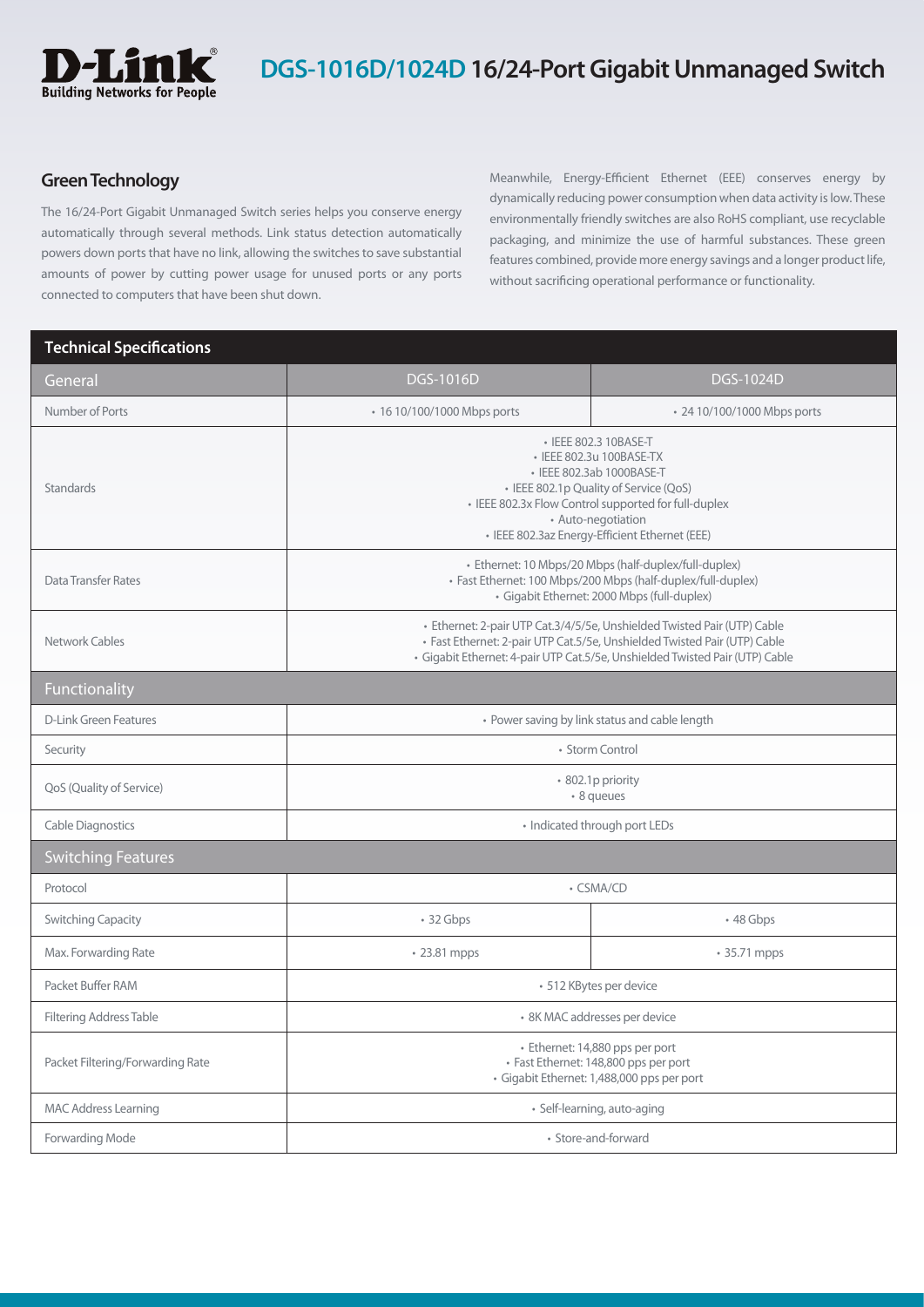# DGS-1016D/1024D 16/24-Port Gigabit Unmanaged Switch

## Green Technology

The 16/24-Port Gigabit Unmanaged Switch series helps you conserve energy automatically through several methods. Link status detection automatically powers down ports that have no link, allowing the switches to save substantial amounts of power by cutting power usage for unused ports or any ports connected to computers that have been shut down.

Meanwhile, Energy-Efficient Ethernet (EEE) conserves energy by dynamically reducing power consumption when data activity is low. These environmentally friendly switches are also RoHS compliant, use recyclable packaging, and minimize the use of harmful substances. These green features combined, provide more energy savings and a longer product life, without sacrificing operational performance or functionality.

## Technical Specifications

| General | DGS-1016D | DGS-1024D |
|---|---|---|
| Number of Ports | • 16 10/100/1000 Mbps ports | • 24 10/100/1000 Mbps ports |
| Standards | • IEEE 802.3 10BASE-T<br>• IEEE 802.3u 100BASE-TX<br>• IEEE 802.3ab 1000BASE-T<br>• IEEE 802.1p Quality of Service (QoS)<br>• IEEE 802.3x Flow Control supported for full-duplex<br>• Auto-negotiation<br>• IEEE 802.3az Energy-Efficient Ethernet (EEE) | |
| Data Transfer Rates | • Ethernet: 10 Mbps/20 Mbps (half-duplex/full-duplex)<br>• Fast Ethernet: 100 Mbps/200 Mbps (half-duplex/full-duplex)<br>• Gigabit Ethernet: 2000 Mbps (full-duplex) | |
| Network Cables | • Ethernet: 2-pair UTP Cat.3/4/5/5e, Unshielded Twisted Pair (UTP) Cable<br>• Fast Ethernet: 2-pair UTP Cat.5/5e, Unshielded Twisted Pair (UTP) Cable<br>• Gigabit Ethernet: 4-pair UTP Cat.5/5e, Unshielded Twisted Pair (UTP) Cable | |
| **Functionality** | | |
| D-Link Green Features | • Power saving by link status and cable length | |
| Security | • Storm Control | |
| QoS (Quality of Service) | • 802.1p priority<br>• 8 queues | |
| Cable Diagnostics | • Indicated through port LEDs | |
| **Switching Features** | | |
| Protocol | • CSMA/CD | |
| Switching Capacity | • 32 Gbps | • 48 Gbps |
| Max. Forwarding Rate | • 23.81 mpps | • 35.71 mpps |
| Packet Buffer RAM | • 512 KBytes per device | |
| Filtering Address Table | • 8K MAC addresses per device | |
| Packet Filtering/Forwarding Rate | • Ethernet: 14,880 pps per port<br>• Fast Ethernet: 148,800 pps per port<br>• Gigabit Ethernet: 1,488,000 pps per port | |
| MAC Address Learning | • Self-learning, auto-aging | |
| Forwarding Mode | • Store-and-forward | |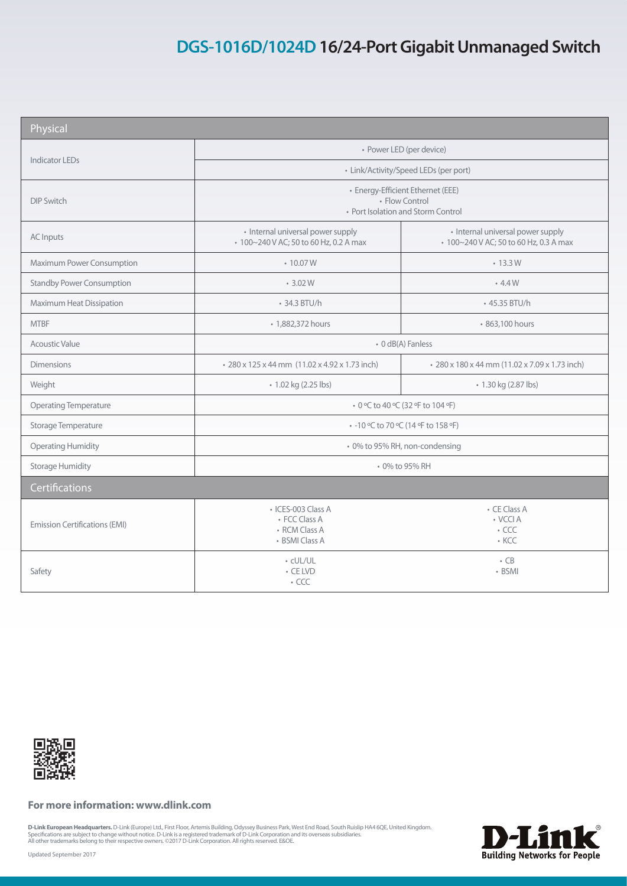# DGS-1016D/1024D 16/24-Port Gigabit Unmanaged Switch

| Physical | | |
|---|---|---|
| Indicator LEDs | • Power LED (per device) | |
| | • Link/Activity/Speed LEDs (per port) | |
| DIP Switch | • Energy-Efficient Ethernet (EEE)<br>• Flow Control<br>• Port Isolation and Storm Control | |
| AC Inputs | • Internal universal power supply<br>• 100~240 V AC; 50 to 60 Hz, 0.2 A max | • Internal universal power supply<br>• 100~240 V AC; 50 to 60 Hz, 0.3 A max |
| Maximum Power Consumption | • 10.07 W | • 13.3 W |
| Standby Power Consumption | • 3.02 W | • 4.4 W |
| Maximum Heat Dissipation | • 34.3 BTU/h | • 45.35 BTU/h |
| MTBF | • 1,882,372 hours | • 863,100 hours |
| Acoustic Value | • 0 dB(A) Fanless | |
| Dimensions | • 280 x 125 x 44 mm (11.02 x 4.92 x 1.73 inch) | • 280 x 180 x 44 mm (11.02 x 7.09 x 1.73 inch) |
| Weight | • 1.02 kg (2.25 lbs) | • 1.30 kg (2.87 lbs) |
| Operating Temperature | • 0 ºC to 40 ºC (32 ºF to 104 ºF) | |
| Storage Temperature | • -10 ºC to 70 ºC (14 ºF to 158 ºF) | |
| Operating Humidity | • 0% to 95% RH, non-condensing | |
| Storage Humidity | • 0% to 95% RH | |
| **Certifications** | | |
| Emission Certifications (EMI) | • ICES-003 Class A<br>• FCC Class A<br>• RCM Class A<br>• BSMI Class A | • CE Class A<br>• VCCI A<br>• CCC<br>• KCC |
| Safety | • cUL/UL<br>• CE LVD<br>• CCC | • CB<br>• BSMI |

**For more information: www.dlink.com**

**D-Link European Headquarters.** D-Link (Europe) Ltd., First Floor, Artemis Building, Odyssey Business Park, West End Road, South Ruislip HA4 6QE, United Kingdom. Specifications are subject to change without notice. D-Link is a registered trademark of D-Link Corporation and its overseas subsidiaries. All other trademarks belong to their respective owners. ©2017 D-Link Corporation. All rights reserved. E&OE.

D-Link® Building Networks for People

Updated September 2017